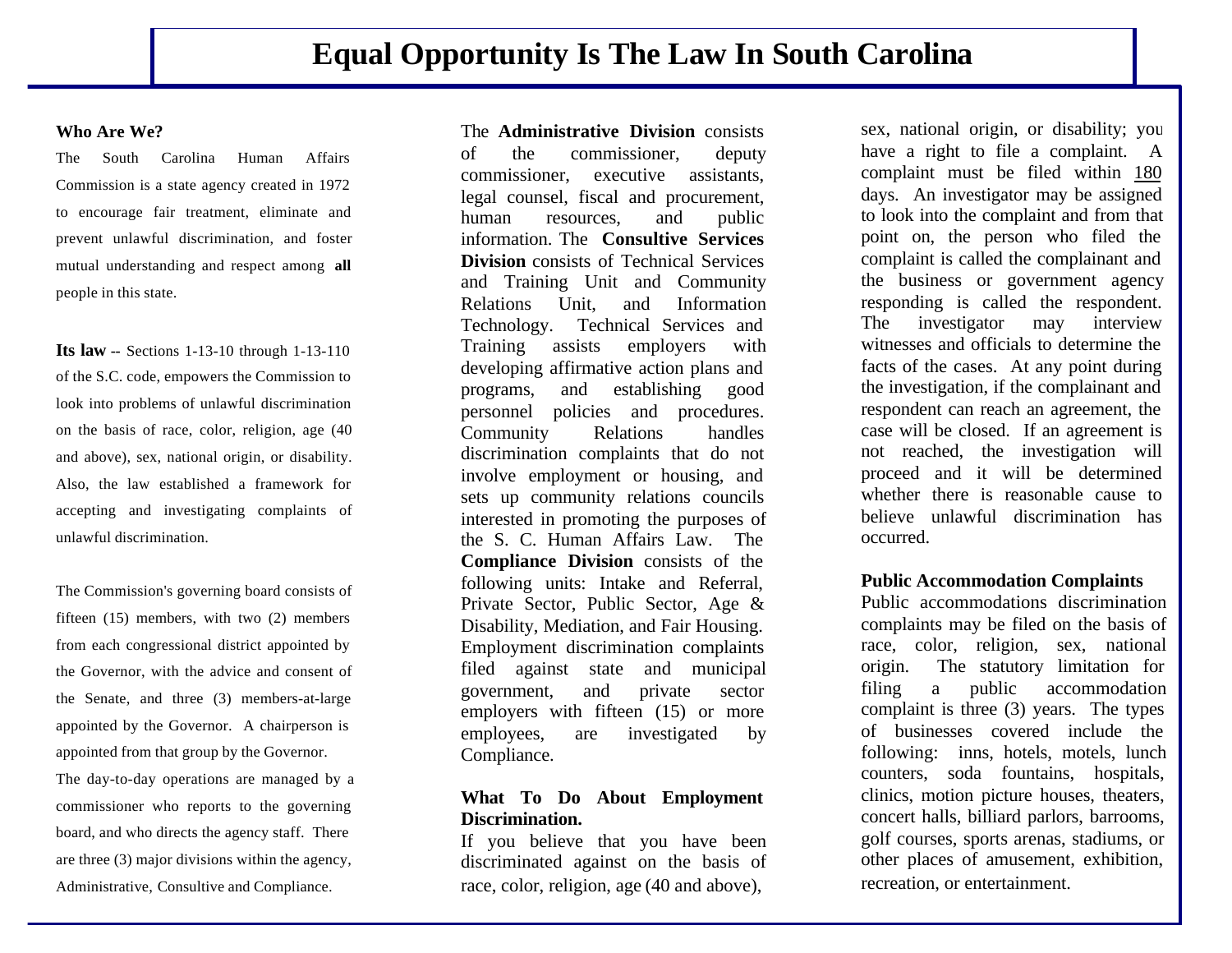# Equal Opportunity Is The Law In South Carolina

**Who Are We?**

The South Carolina Human Affairs Commission is a state agency created in 1972 to encourage fair treatment, eliminate and prevent unlawful discrimination, and foster mutual understanding and respect among **all** people in this state.

**Its law** -- Sections 1-13-10 through 1-13-110 of the S.C. code, empowers the Commission to look into problems of unlawful discrimination on the basis of race, color, religion, age (40 and above), sex, national origin, or disability. Also, the law established a framework for accepting and investigating complaints of unlawful discrimination.

The Commission's governing board consists of fifteen (15) members, with two (2) members from each congressional district appointed by the Governor, with the advice and consent of the Senate, and three (3) members-at-large appointed by the Governor. A chairperson is appointed from that group by the Governor.

The day-to-day operations are managed by a commissioner who reports to the governing board, and who directs the agency staff. There are three (3) major divisions within the agency, Administrative, Consultive and Compliance.

The **Administrative Division** consists of the commissioner, deputy commissioner, executive assistants, legal counsel, fiscal and procurement, human resources, and public information. The **Consultive Services Division** consists of Technical Services and Training Unit and Community Relations Unit, and Information Technology. Technical Services and Training assists employers with developing affirmative action plans and programs, and establishing good personnel policies and procedures. Community Relations handles discrimination complaints that do not involve employment or housing, and sets up community relations councils interested in promoting the purposes of the S. C. Human Affairs Law. The **Compliance Division** consists of the following units: Intake and Referral, Private Sector, Public Sector, Age & Disability, Mediation, and Fair Housing. Employment discrimination complaints filed against state and municipal government, and private sector employers with fifteen (15) or more employees, are investigated by Compliance.

**What To Do About Employment Discrimination.**

If you believe that you have been discriminated against on the basis of race, color, religion, age (40 and above), sex, national origin, or disability; you have a right to file a complaint. A complaint must be filed within 180 days. An investigator may be assigned to look into the complaint and from that point on, the person who filed the complaint is called the complainant and the business or government agency responding is called the respondent. The investigator may interview witnesses and officials to determine the facts of the cases. At any point during the investigation, if the complainant and respondent can reach an agreement, the case will be closed. If an agreement is not reached, the investigation will proceed and it will be determined whether there is reasonable cause to believe unlawful discrimination has occurred.

**Public Accommodation Complaints**

Public accommodations discrimination complaints may be filed on the basis of race, color, religion, sex, national origin. The statutory limitation for filing a public accommodation complaint is three (3) years. The types of businesses covered include the following: inns, hotels, motels, lunch counters, soda fountains, hospitals, clinics, motion picture houses, theaters, concert halls, billiard parlors, barrooms, golf courses, sports arenas, stadiums, or other places of amusement, exhibition, recreation, or entertainment.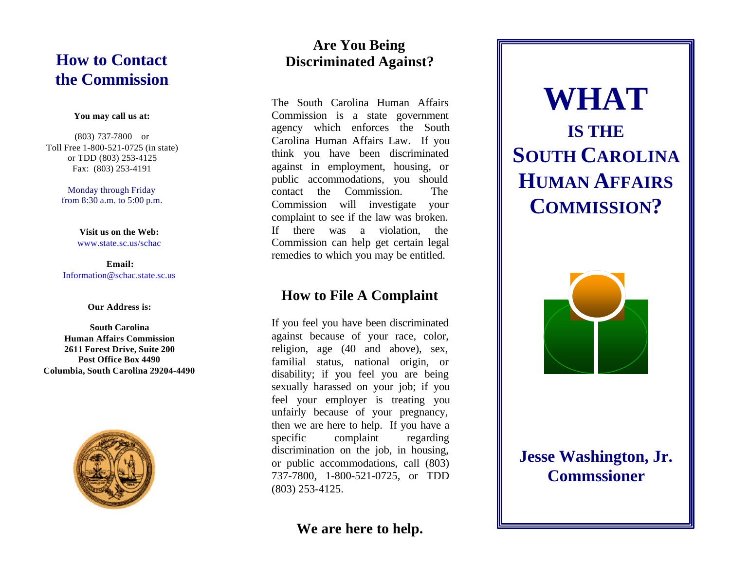## How to Contact the Commission

**You may call us at:**

(803) 737-7800 or
Toll Free 1-800-521-0725 (in state)
or TDD (803) 253-4125
Fax: (803) 253-4191

Monday through Friday
from 8:30 a.m. to 5:00 p.m.

**Visit us on the Web:**
www.state.sc.us/schac

**Email:**
Information@schac.state.sc.us

**Our Address is:**

**South Carolina**
**Human Affairs Commission**
**2611 Forest Drive, Suite 200**
**Post Office Box 4490**
**Columbia, South Carolina 29204-4490**

## Are You Being Discriminated Against?

The South Carolina Human Affairs Commission is a state government agency which enforces the South Carolina Human Affairs Law. If you think you have been discriminated against in employment, housing, or public accommodations, you should contact the Commission. The Commission will investigate your complaint to see if the law was broken. If there was a violation, the Commission can help get certain legal remedies to which you may be entitled.

## How to File A Complaint

If you feel you have been discriminated against because of your race, color, religion, age (40 and above), sex, familial status, national origin, or disability; if you feel you are being sexually harassed on your job; if you feel your employer is treating you unfairly because of your pregnancy, then we are here to help. If you have a specific complaint regarding discrimination on the job, in housing, or public accommodations, call (803) 737-7800, 1-800-521-0725, or TDD (803) 253-4125.

**We are here to help.**

# WHAT IS THE SOUTH CAROLINA HUMAN AFFAIRS COMMISSION?

**Jesse Washington, Jr.**
**Commssioner**